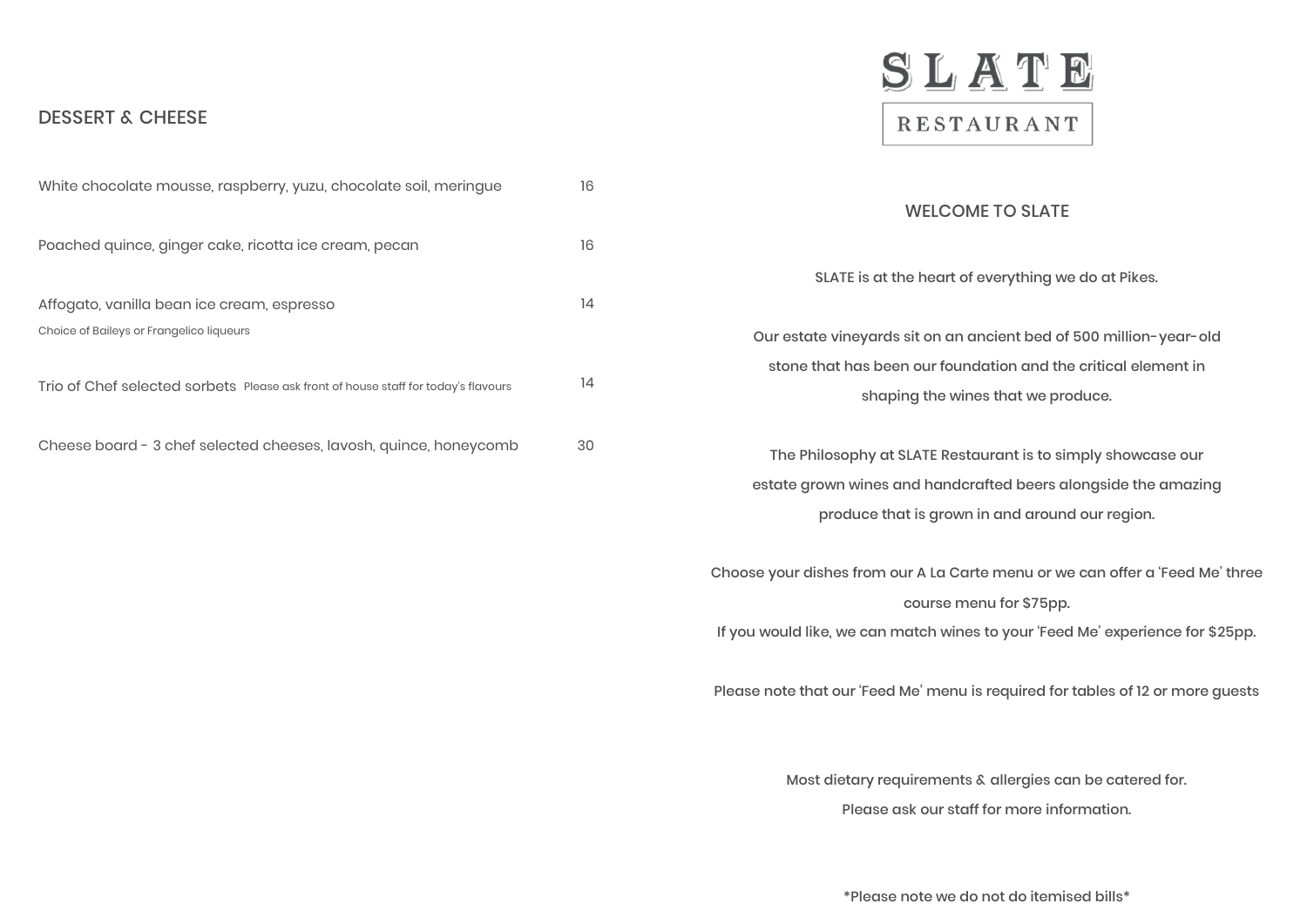## DESSERT & CHEESE

| | |
|---|---|
| White chocolate mousse, raspberry, yuzu, chocolate soil, meringue | 16 |
| Poached quince, ginger cake, ricotta ice cream, pecan | 16 |
| Affogato, vanilla bean ice cream, espresso<br>Choice of Baileys or Frangelico liqueurs | 14 |
| Trio of Chef selected sorbets Please ask front of house staff for today's flavours | 14 |
| Cheese board - 3 chef selected cheeses, lavosh, quince, honeycomb | 30 |

# SLATE
## RESTAURANT

### WELCOME TO SLATE

SLATE is at the heart of everything we do at Pikes.

Our estate vineyards sit on an ancient bed of 500 million-year-old stone that has been our foundation and the critical element in shaping the wines that we produce.

The Philosophy at SLATE Restaurant is to simply showcase our estate grown wines and handcrafted beers alongside the amazing produce that is grown in and around our region.

Choose your dishes from our A La Carte menu or we can offer a 'Feed Me' three course menu for $75pp.
If you would like, we can match wines to your 'Feed Me' experience for $25pp.

Please note that our 'Feed Me' menu is required for tables of 12 or more guests

Most dietary requirements & allergies can be catered for.
Please ask our staff for more information.

*Please note we do not do itemised bills*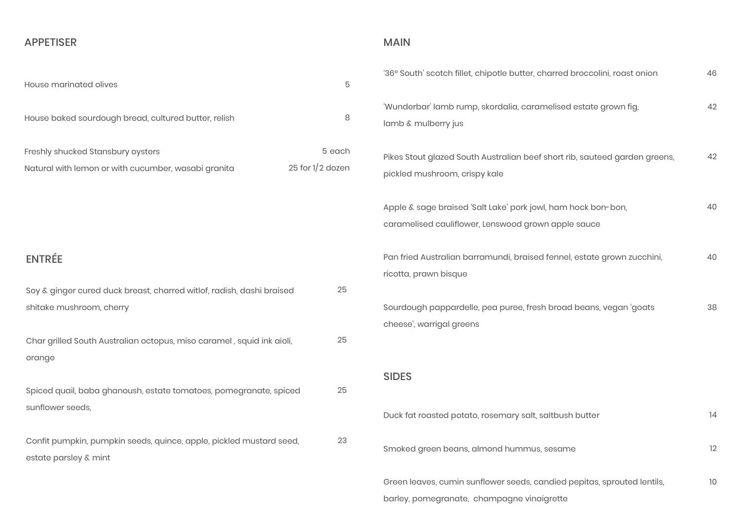## APPETISER

| | |
|---|---|
| House marinated olives | 5 |
| House baked sourdough bread, cultured butter, relish | 8 |
| Freshly shucked Stansbury oysters | 5 each |
| Natural with lemon or with cucumber, wasabi granita | 25 for 1/2 dozen |

## ENTRÉE

| | |
|---|---|
| Soy & ginger cured duck breast, charred witlof, radish, dashi braised shitake mushroom, cherry | 25 |
| Char grilled South Australian octopus, miso caramel , squid ink aioli, orange | 25 |
| Spiced quail, baba ghanoush, estate tomatoes, pomegranate, spiced sunflower seeds, | 25 |
| Confit pumpkin, pumpkin seeds, quince, apple, pickled mustard seed, estate parsley & mint | 23 |

## MAIN

| | |
|---|---|
| '36º South' scotch fillet, chipotle butter, charred broccolini, roast onion | 46 |
| 'Wunderbar' lamb rump, skordalia, caramelised estate grown fig, lamb & mulberry jus | 42 |
| Pikes Stout glazed South Australian beef short rib, sauteed garden greens, pickled mushroom, crispy kale | 42 |
| Apple & sage braised 'Salt Lake' pork jowl, ham hock bon-bon, caramelised cauliflower, Lenswood grown apple sauce | 40 |
| Pan fried Australian barramundi, braised fennel, estate grown zucchini, ricotta, prawn bisque | 40 |
| Sourdough pappardelle, pea puree, fresh broad beans, vegan 'goats cheese', warrigal greens | 38 |

## SIDES

| | |
|---|---|
| Duck fat roasted potato, rosemary salt, saltbush butter | 14 |
| Smoked green beans, almond hummus, sesame | 12 |
| Green leaves, cumin sunflower seeds, candied pepitas, sprouted lentils, barley, pomegranate, champagne vinaigrette | 10 |